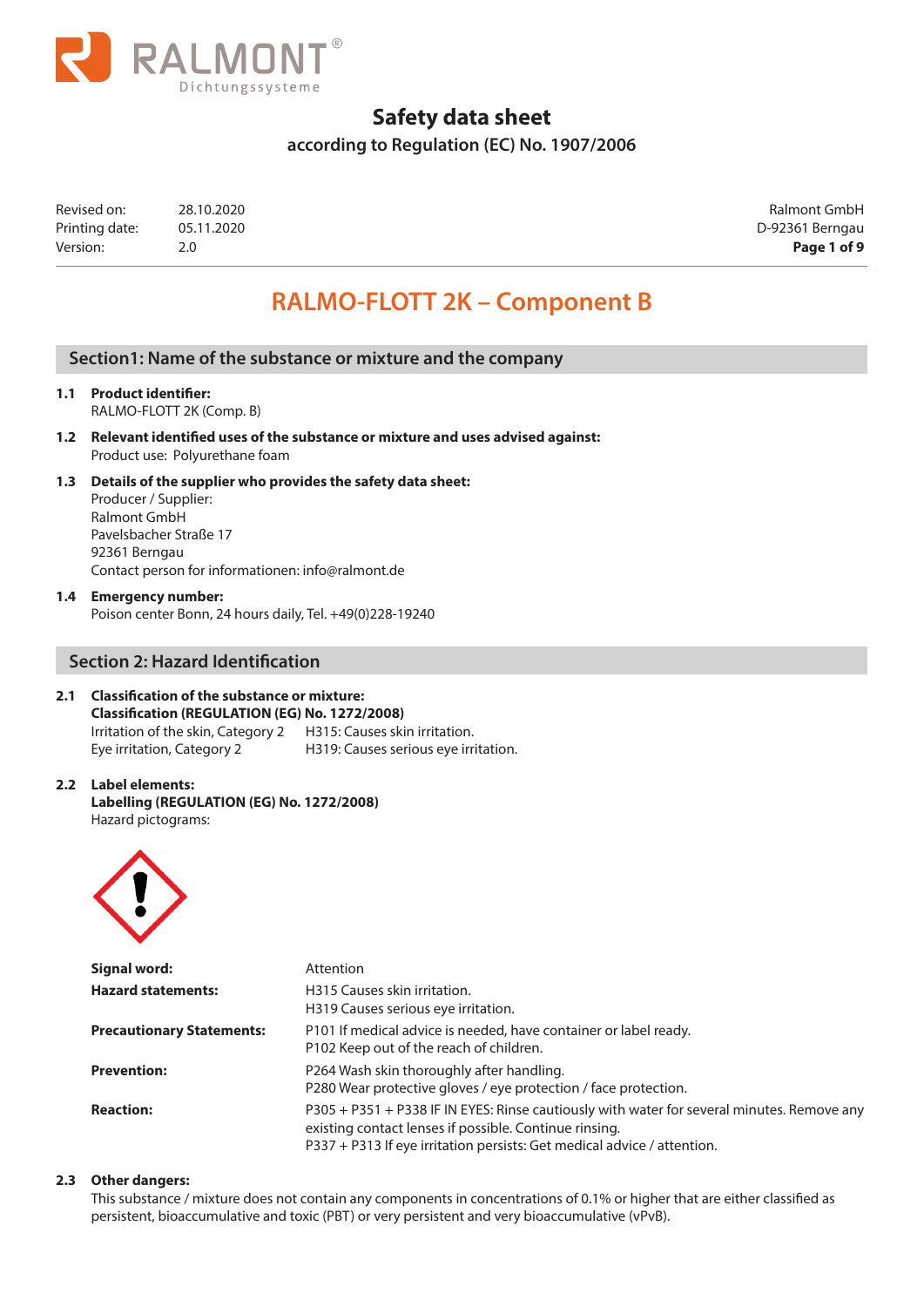# Safety data sheet

**according to Regulation (EC) No. 1907/2006**

| | | |
|---|---|---|
| Revised on: | 28.10.2020 | Ralmont GmbH |
| Printing date: | 05.11.2020 | D-92361 Berngau |
| Version: | 2.0 | |

# RALMO-FLOTT 2K – Component B

## Section1: Name of the substance or mixture and the company

**1.1 Product identifier:**
RALMO-FLOTT 2K (Comp. B)

**1.2 Relevant identified uses of the substance or mixture and uses advised against:**
Product use: Polyurethane foam

**1.3 Details of the supplier who provides the safety data sheet:**
Producer / Supplier:
Ralmont GmbH
Pavelsbacher Straße 17
92361 Berngau
Contact person for informationen: info@ralmont.de

**1.4 Emergency number:**
Poison center Bonn, 24 hours daily, Tel. +49(0)228-19240

## Section 2: Hazard Identification

**2.1 Classification of the substance or mixture:**
**Classification (REGULATION (EG) No. 1272/2008)**

| | |
|---|---|
| Irritation of the skin, Category 2 | H315: Causes skin irritation. |
| Eye irritation, Category 2 | H319: Causes serious eye irritation. |

**2.2 Label elements:**
**Labelling (REGULATION (EG) No. 1272/2008)**
Hazard pictograms:

| | |
|---|---|
| **Signal word:** | Attention |
| **Hazard statements:** | H315 Causes skin irritation.<br>H319 Causes serious eye irritation. |
| **Precautionary Statements:** | P101 If medical advice is needed, have container or label ready.<br>P102 Keep out of the reach of children. |
| **Prevention:** | P264 Wash skin thoroughly after handling.<br>P280 Wear protective gloves / eye protection / face protection. |
| **Reaction:** | P305 + P351 + P338 IF IN EYES: Rinse cautiously with water for several minutes. Remove any existing contact lenses if possible. Continue rinsing.<br>P337 + P313 If eye irritation persists: Get medical advice / attention. |

**2.3 Other dangers:**
This substance / mixture does not contain any components in concentrations of 0.1% or higher that are either classified as persistent, bioaccumulative and toxic (PBT) or very persistent and very bioaccumulative (vPvB).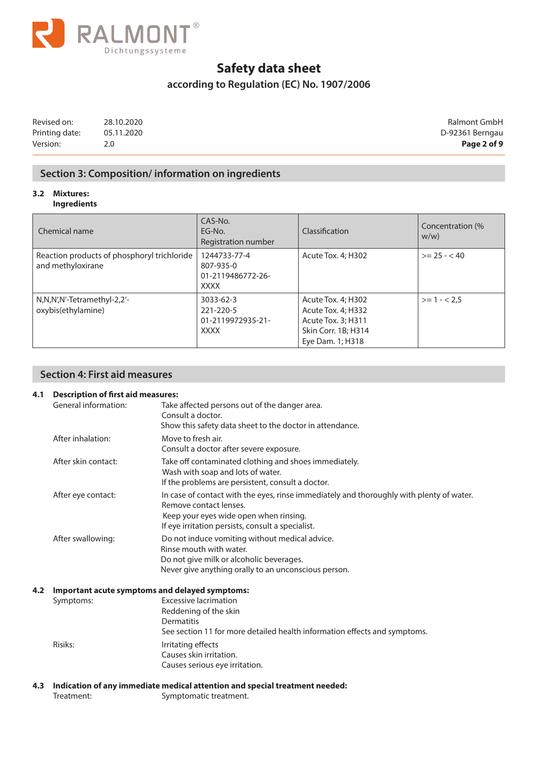## Section 3: Composition/ information on ingredients

**3.2 Mixtures:**
**Ingredients**

| Chemical name | CAS-No.<br>EG-No.<br>Registration number | Classification | Concentration (% w/w) |
|---|---|---|---|
| Reaction products of phosphoryl trichloride and methyloxirane | 1244733-77-4<br>807-935-0<br>01-2119486772-26-XXXX | Acute Tox. 4; H302 | >= 25 - < 40 |
| N,N,N',N'-Tetramethyl-2,2'-oxybis(ethylamine) | 3033-62-3<br>221-220-5<br>01-2119972935-21-XXXX | Acute Tox. 4; H302<br>Acute Tox. 4; H332<br>Acute Tox. 3; H311<br>Skin Corr. 1B; H314<br>Eye Dam. 1; H318 | >= 1 - < 2,5 |

## Section 4: First aid measures

**4.1 Description of first aid measures:**

General information:
Take affected persons out of the danger area.
Consult a doctor.
Show this safety data sheet to the doctor in attendance.

After inhalation:
Move to fresh air.
Consult a doctor after severe exposure.

After skin contact:
Take off contaminated clothing and shoes immediately.
Wash with soap and lots of water.
If the problems are persistent, consult a doctor.

After eye contact:
In case of contact with the eyes, rinse immediately and thoroughly with plenty of water.
Remove contact lenses.
Keep your eyes wide open when rinsing.
If eye irritation persists, consult a specialist.

After swallowing:
Do not induce vomiting without medical advice.
Rinse mouth with water.
Do not give milk or alcoholic beverages.
Never give anything orally to an unconscious person.

**4.2 Important acute symptoms and delayed symptoms:**

Symptoms:
Excessive lacrimation
Reddening of the skin
Dermatitis
See section 11 for more detailed health information effects and symptoms.

Risiks:
Irritating effects
Causes skin irritation.
Causes serious eye irritation.

**4.3 Indication of any immediate medical attention and special treatment needed:**

Treatment:
Symptomatic treatment.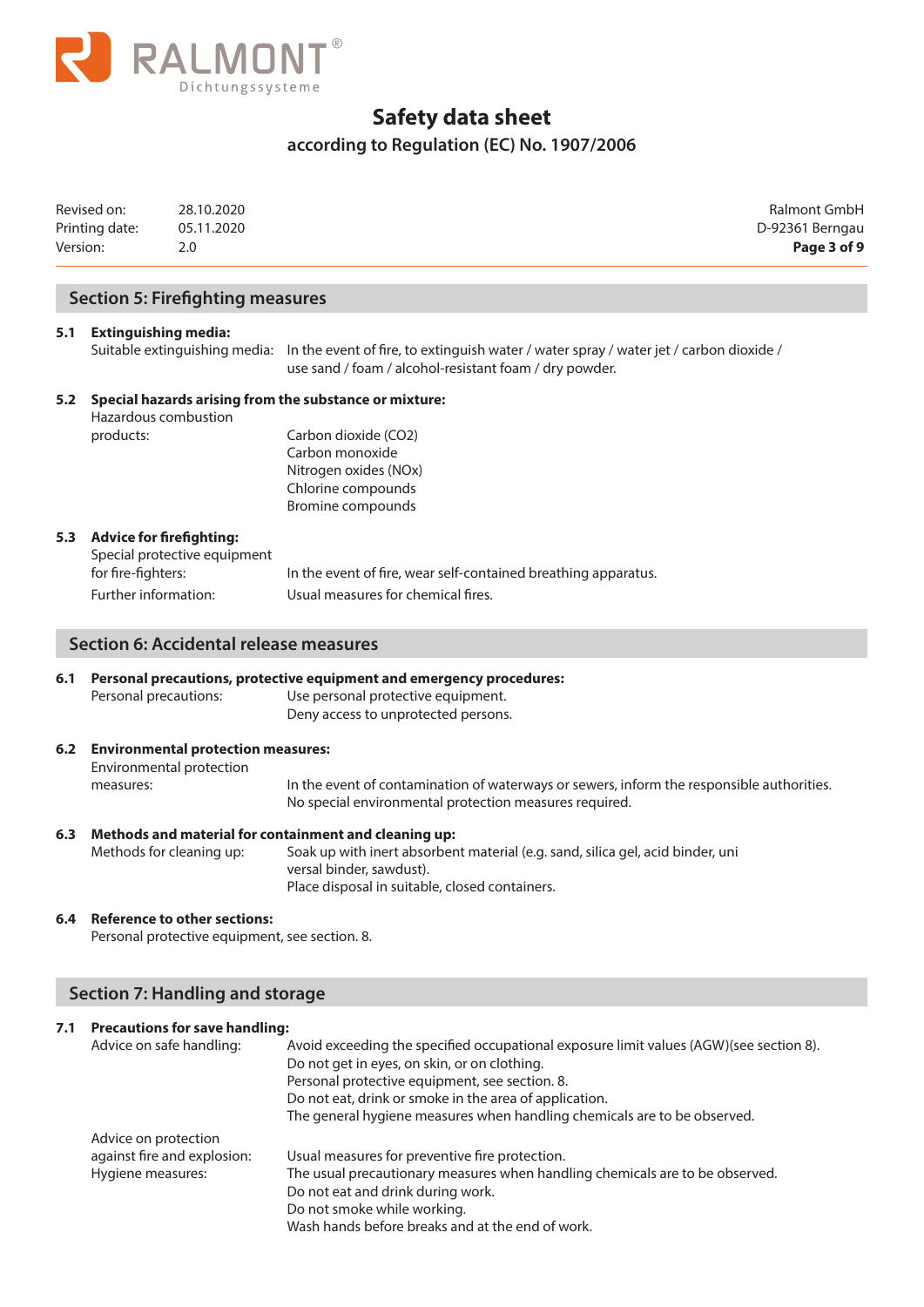## Section 5: Firefighting measures

**5.1 Extinguishing media:**

Suitable extinguishing media: In the event of fire, to extinguish water / water spray / water jet / carbon dioxide / use sand / foam / alcohol-resistant foam / dry powder.

**5.2 Special hazards arising from the substance or mixture:**

Hazardous combustion products:
Carbon dioxide ($CO_2$)
Carbon monoxide
Nitrogen oxides ($NO_x$)
Chlorine compounds
Bromine compounds

**5.3 Advice for firefighting:**

Special protective equipment for fire-fighters: In the event of fire, wear self-contained breathing apparatus.

Further information: Usual measures for chemical fires.

## Section 6: Accidental release measures

**6.1 Personal precautions, protective equipment and emergency procedures:**

Personal precautions: Use personal protective equipment.
Deny access to unprotected persons.

**6.2 Environmental protection measures:**

Environmental protection measures: In the event of contamination of waterways or sewers, inform the responsible authorities.
No special environmental protection measures required.

**6.3 Methods and material for containment and cleaning up:**

Methods for cleaning up: Soak up with inert absorbent material (e.g. sand, silica gel, acid binder, uni versal binder, sawdust).
Place disposal in suitable, closed containers.

**6.4 Reference to other sections:**

Personal protective equipment, see section. 8.

## Section 7: Handling and storage

**7.1 Precautions for save handling:**

Advice on safe handling: Avoid exceeding the specified occupational exposure limit values (AGW)(see section 8).
Do not get in eyes, on skin, or on clothing.
Personal protective equipment, see section. 8.
Do not eat, drink or smoke in the area of application.
The general hygiene measures when handling chemicals are to be observed.

Advice on protection against fire and explosion: Usual measures for preventive fire protection.

Hygiene measures: The usual precautionary measures when handling chemicals are to be observed.
Do not eat and drink during work.
Do not smoke while working.
Wash hands before breaks and at the end of work.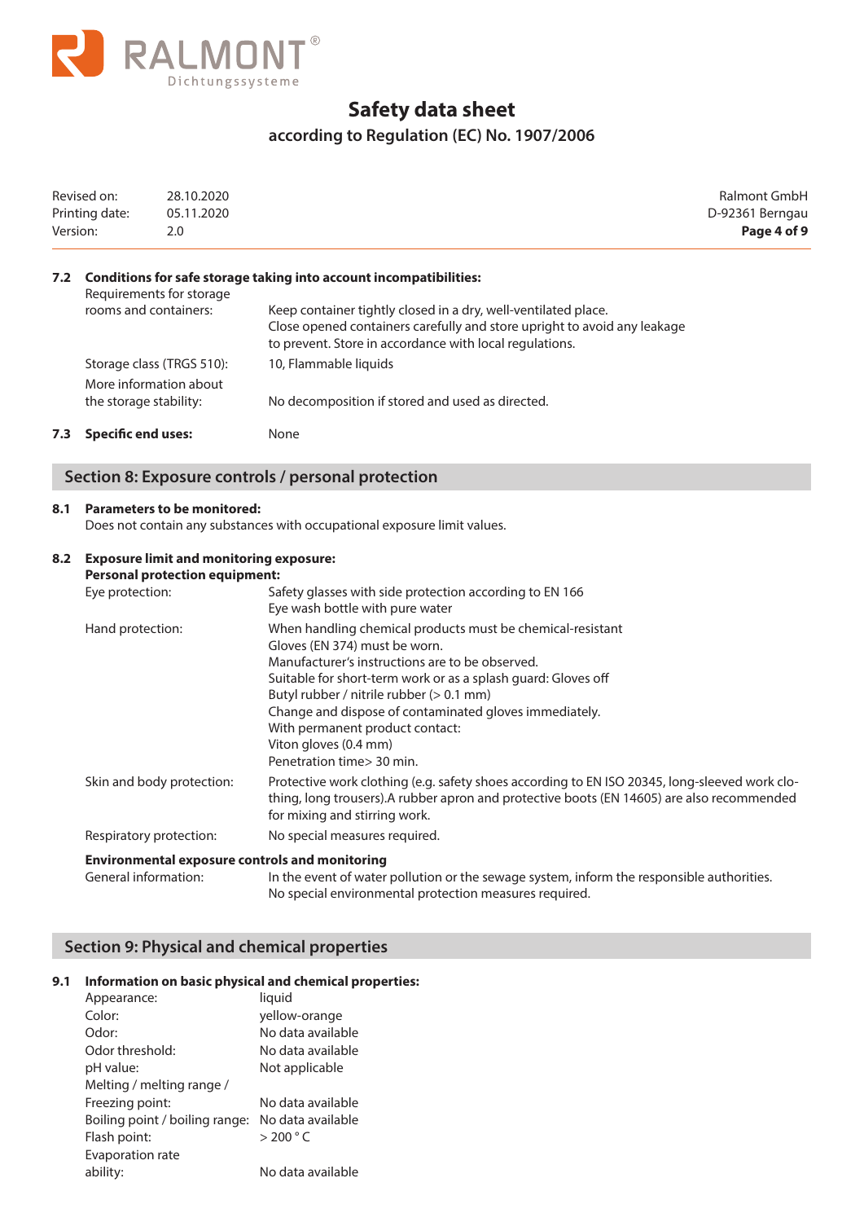### 7.2 Conditions for safe storage taking into account incompatibilities:

| | |
|---|---|
| Requirements for storage rooms and containers: | Keep container tightly closed in a dry, well-ventilated place. Close opened containers carefully and store upright to avoid any leakage to prevent. Store in accordance with local regulations. |
| Storage class (TRGS 510): | 10, Flammable liquids |
| More information about the storage stability: | No decomposition if stored and used as directed. |

### 7.3 Specific end uses:

None

## Section 8: Exposure controls / personal protection

### 8.1 Parameters to be monitored:

Does not contain any substances with occupational exposure limit values.

### 8.2 Exposure limit and monitoring exposure:

**Personal protection equipment:**

| | |
|---|---|
| Eye protection: | Safety glasses with side protection according to EN 166<br>Eye wash bottle with pure water |
| Hand protection: | When handling chemical products must be chemical-resistant<br>Gloves (EN 374) must be worn.<br>Manufacturer's instructions are to be observed.<br>Suitable for short-term work or as a splash guard: Gloves off<br>Butyl rubber / nitrile rubber (> 0.1 mm)<br>Change and dispose of contaminated gloves immediately.<br>With permanent product contact:<br>Viton gloves (0.4 mm)<br>Penetration time> 30 min. |
| Skin and body protection: | Protective work clothing (e.g. safety shoes according to EN ISO 20345, long-sleeved work clothing, long trousers).A rubber apron and protective boots (EN 14605) are also recommended for mixing and stirring work. |
| Respiratory protection: | No special measures required. |

**Environmental exposure controls and monitoring**

| | |
|---|---|
| General information: | In the event of water pollution or the sewage system, inform the responsible authorities.<br>No special environmental protection measures required. |

## Section 9: Physical and chemical properties

### 9.1 Information on basic physical and chemical properties:

| | |
|---|---|
| Appearance: | liquid |
| Color: | yellow-orange |
| Odor: | No data available |
| Odor threshold: | No data available |
| pH value: | Not applicable |
| Melting / melting range / Freezing point: | No data available |
| Boiling point / boiling range: | No data available |
| Flash point: | > 200 ° C |
| Evaporation rate ability: | No data available |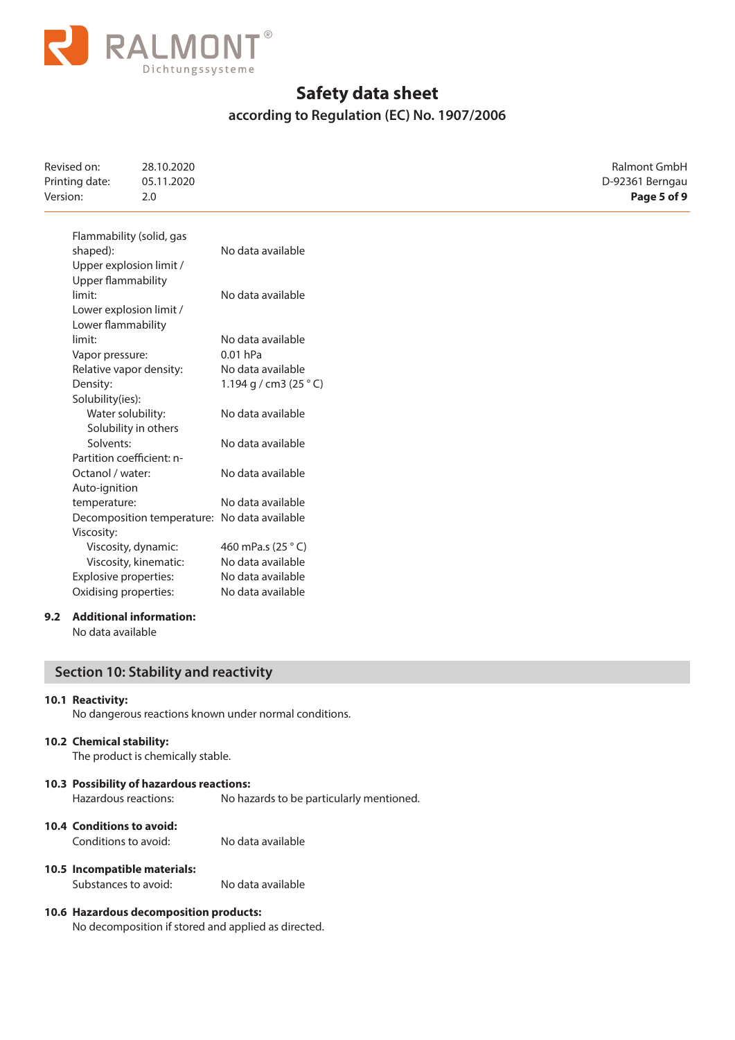| | |
|---|---|
| Flammability (solid, gas shaped): | No data available |
| Upper explosion limit / Upper flammability limit: | No data available |
| Lower explosion limit / Lower flammability limit: | No data available |
| Vapor pressure: | 0.01 hPa |
| Relative vapor density: | No data available |
| Density: | 1.194 g / cm3 (25 ° C) |
| Solubility(ies): | |
| Water solubility: | No data available |
| Solubility in others Solvents: | No data available |
| Partition coefficient: n-Octanol / water: | No data available |
| Auto-ignition temperature: | No data available |
| Decomposition temperature: | No data available |
| Viscosity: | |
| Viscosity, dynamic: | 460 mPa.s (25 ° C) |
| Viscosity, kinematic: | No data available |
| Explosive properties: | No data available |
| Oxidising properties: | No data available |

**9.2 Additional information:**

No data available

## Section 10: Stability and reactivity

**10.1 Reactivity:**

No dangerous reactions known under normal conditions.

**10.2 Chemical stability:**

The product is chemically stable.

**10.3 Possibility of hazardous reactions:**

Hazardous reactions: No hazards to be particularly mentioned.

**10.4 Conditions to avoid:**

Conditions to avoid: No data available

**10.5 Incompatible materials:**

Substances to avoid: No data available

**10.6 Hazardous decomposition products:**

No decomposition if stored and applied as directed.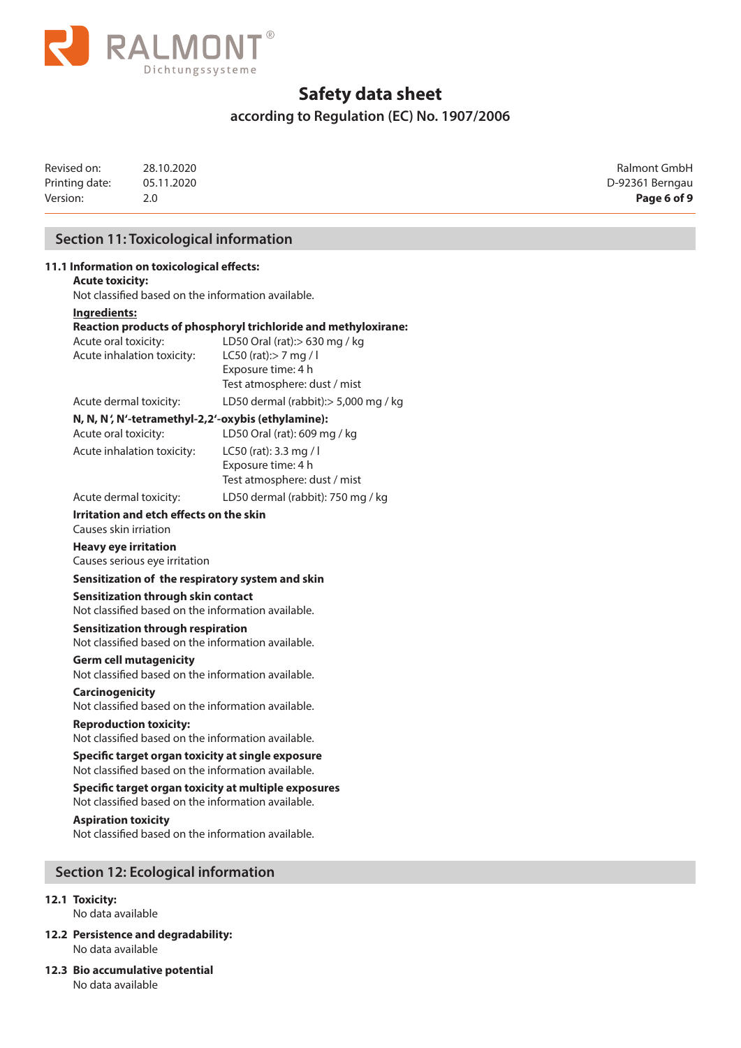## Section 11: Toxicological information

**11.1 Information on toxicological effects:**

**Acute toxicity:**

Not classified based on the information available.

**Ingredients:**

**Reaction products of phosphoryl trichloride and methyloxirane:**

| | |
|---|---|
| Acute oral toxicity: | LD50 Oral (rat):> 630 mg / kg |
| Acute inhalation toxicity: | LC50 (rat):> 7 mg / l<br>Exposure time: 4 h<br>Test atmosphere: dust / mist |
| Acute dermal toxicity: | LD50 dermal (rabbit):> 5,000 mg / kg |

**N, N, N', N'-tetramethyl-2,2'-oxybis (ethylamine):**

| | |
|---|---|
| Acute oral toxicity: | LD50 Oral (rat): 609 mg / kg |
| Acute inhalation toxicity: | LC50 (rat): 3.3 mg / l<br>Exposure time: 4 h<br>Test atmosphere: dust / mist |
| Acute dermal toxicity: | LD50 dermal (rabbit): 750 mg / kg |

**Irritation and etch effects on the skin**

Causes skin irriation

**Heavy eye irritation**

Causes serious eye irritation

**Sensitization of the respiratory system and skin**

**Sensitization through skin contact**

Not classified based on the information available.

**Sensitization through respiration**

Not classified based on the information available.

**Germ cell mutagenicity**

Not classified based on the information available.

**Carcinogenicity**

Not classified based on the information available.

**Reproduction toxicity:**

Not classified based on the information available.

**Specific target organ toxicity at single exposure**

Not classified based on the information available.

**Specific target organ toxicity at multiple exposures**

Not classified based on the information available.

**Aspiration toxicity**

Not classified based on the information available.

## Section 12: Ecological information

**12.1 Toxicity:**

No data available

**12.2 Persistence and degradability:**

No data available

**12.3 Bio accumulative potential**

No data available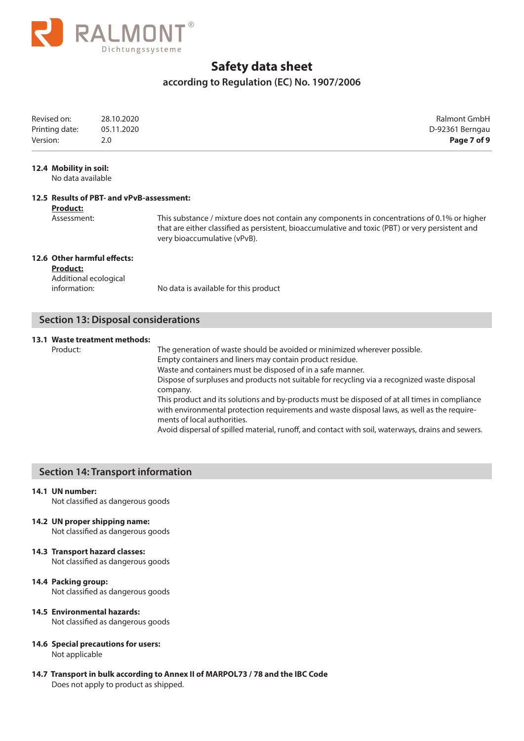**12.4 Mobility in soil:**

No data available

**12.5 Results of PBT- and vPvB-assessment:**

**Product:**

Assessment: This substance / mixture does not contain any components in concentrations of 0.1% or higher that are either classified as persistent, bioaccumulative and toxic (PBT) or very persistent and very bioaccumulative (vPvB).

**12.6 Other harmful effects:**

**Product:**

Additional ecological information: No data is available for this product

## Section 13: Disposal considerations

**13.1 Waste treatment methods:**

Product:

The generation of waste should be avoided or minimized wherever possible.
Empty containers and liners may contain product residue.
Waste and containers must be disposed of in a safe manner.
Dispose of surpluses and products not suitable for recycling via a recognized waste disposal company.
This product and its solutions and by-products must be disposed of at all times in compliance with environmental protection requirements and waste disposal laws, as well as the requirements of local authorities.
Avoid dispersal of spilled material, runoff, and contact with soil, waterways, drains and sewers.

## Section 14: Transport information

**14.1 UN number:**

Not classified as dangerous goods

**14.2 UN proper shipping name:**

Not classified as dangerous goods

**14.3 Transport hazard classes:**

Not classified as dangerous goods

**14.4 Packing group:**

Not classified as dangerous goods

**14.5 Environmental hazards:**

Not classified as dangerous goods

**14.6 Special precautions for users:**

Not applicable

**14.7 Transport in bulk according to Annex II of MARPOL73 / 78 and the IBC Code**

Does not apply to product as shipped.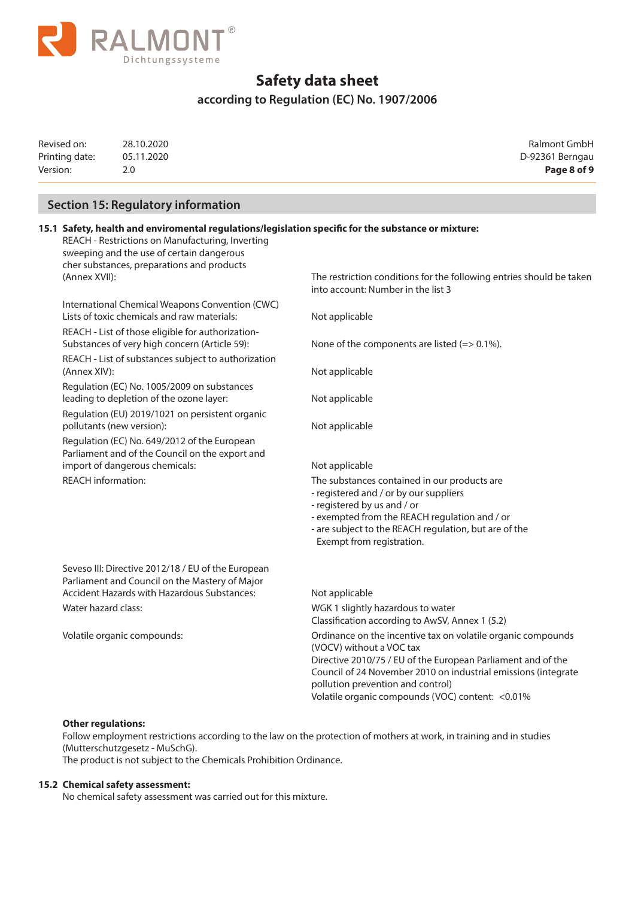# Safety data sheet

**according to Regulation (EC) No. 1907/2006**

| | | |
|---|---|---|
| Revised on: | 28.10.2020 | Ralmont GmbH |
| Printing date: | 05.11.2020 | D-92361 Berngau |
| Version: | 2.0 | |

## Section 15: Regulatory information

### 15.1 Safety, health and enviromental regulations/legislation specific for the substance or mixture:

| | |
|---|---|
| REACH - Restrictions on Manufacturing, Inverting sweeping and the use of certain dangerous cher substances, preparations and products (Annex XVII): | The restriction conditions for the following entries should be taken into account: Number in the list 3 |
| International Chemical Weapons Convention (CWC) Lists of toxic chemicals and raw materials: | Not applicable |
| REACH - List of those eligible for authorization-Substances of very high concern (Article 59): | None of the components are listed (=> 0.1%). |
| REACH - List of substances subject to authorization (Annex XIV): | Not applicable |
| Regulation (EC) No. 1005/2009 on substances leading to depletion of the ozone layer: | Not applicable |
| Regulation (EU) 2019/1021 on persistent organic pollutants (new version): | Not applicable |
| Regulation (EC) No. 649/2012 of the European Parliament and of the Council on the export and import of dangerous chemicals: | Not applicable |
| REACH information: | The substances contained in our products are<br>- registered and / or by our suppliers<br>- registered by us and / or<br>- exempted from the REACH regulation and / or<br>- are subject to the REACH regulation, but are of the Exempt from registration. |
| Seveso III: Directive 2012/18 / EU of the European Parliament and Council on the Mastery of Major Accident Hazards with Hazardous Substances: | Not applicable |
| Water hazard class: | WGK 1 slightly hazardous to water<br>Classification according to AwSV, Annex 1 (5.2) |
| Volatile organic compounds: | Ordinance on the incentive tax on volatile organic compounds (VOCV) without a VOC tax<br>Directive 2010/75 / EU of the European Parliament and of the Council of 24 November 2010 on industrial emissions (integrate pollution prevention and control)<br>Volatile organic compounds (VOC) content: <0.01% |

**Other regulations:**

Follow employment restrictions according to the law on the protection of mothers at work, in training and in studies (Mutterschutzgesetz - MuSchG).

The product is not subject to the Chemicals Prohibition Ordinance.

### 15.2 Chemical safety assessment:

No chemical safety assessment was carried out for this mixture.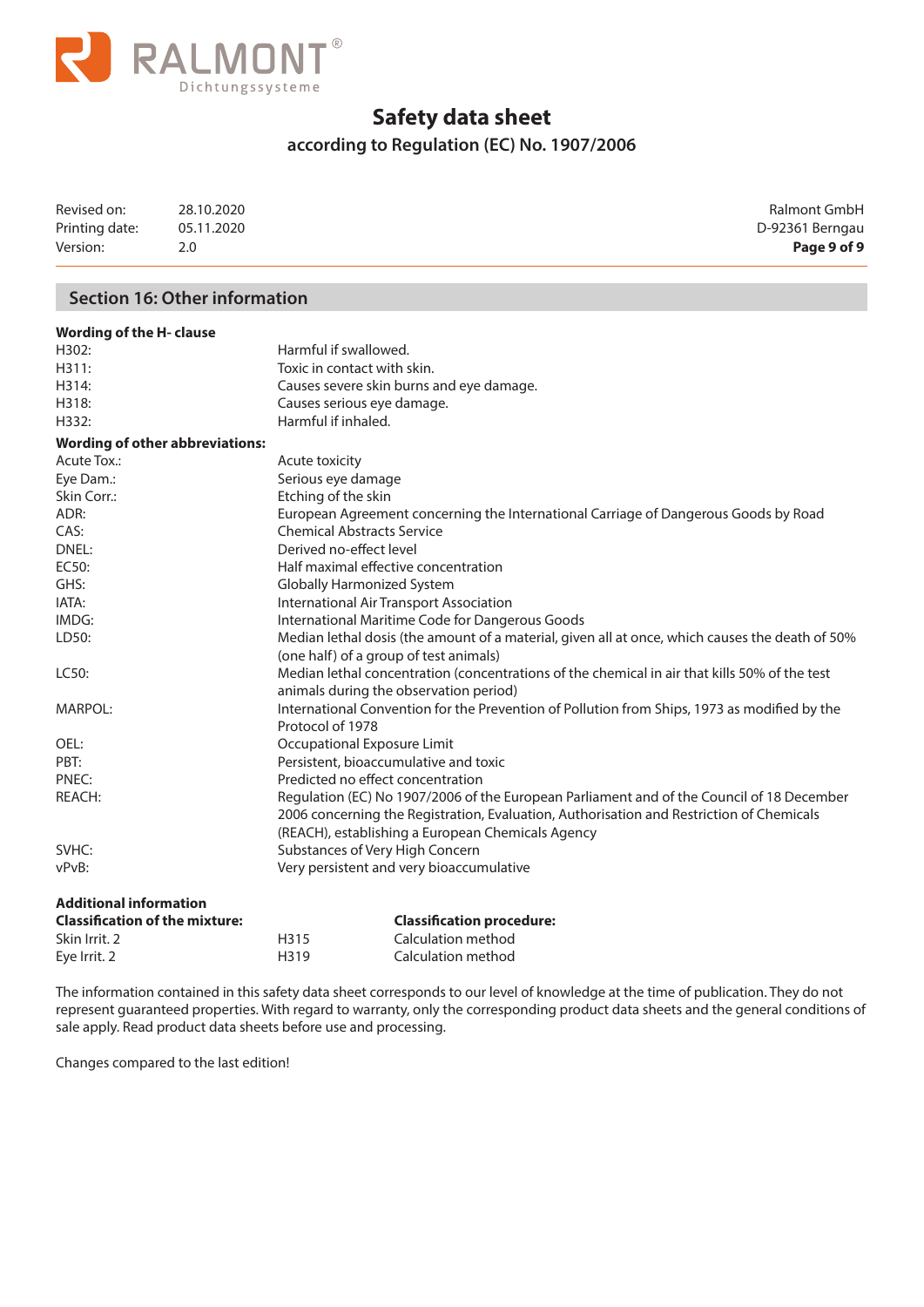# Safety data sheet

## according to Regulation (EC) No. 1907/2006

| | |
|---|---|
| Revised on: | 28.10.2020 |
| Printing date: | 05.11.2020 |
| Version: | 2.0 |

Ralmont GmbH
D-92361 Berngau

## Section 16: Other information

**Wording of the H- clause**

| | |
|---|---|
| H302: | Harmful if swallowed. |
| H311: | Toxic in contact with skin. |
| H314: | Causes severe skin burns and eye damage. |
| H318: | Causes serious eye damage. |
| H332: | Harmful if inhaled. |

**Wording of other abbreviations:**

| | |
|---|---|
| Acute Tox.: | Acute toxicity |
| Eye Dam.: | Serious eye damage |
| Skin Corr.: | Etching of the skin |
| ADR: | European Agreement concerning the International Carriage of Dangerous Goods by Road |
| CAS: | Chemical Abstracts Service |
| DNEL: | Derived no-effect level |
| EC50: | Half maximal effective concentration |
| GHS: | Globally Harmonized System |
| IATA: | International Air Transport Association |
| IMDG: | International Maritime Code for Dangerous Goods |
| LD50: | Median lethal dosis (the amount of a material, given all at once, which causes the death of 50% (one half) of a group of test animals) |
| LC50: | Median lethal concentration (concentrations of the chemical in air that kills 50% of the test animals during the observation period) |
| MARPOL: | International Convention for the Prevention of Pollution from Ships, 1973 as modified by the Protocol of 1978 |
| OEL: | Occupational Exposure Limit |
| PBT: | Persistent, bioaccumulative and toxic |
| PNEC: | Predicted no effect concentration |
| REACH: | Regulation (EC) No 1907/2006 of the European Parliament and of the Council of 18 December 2006 concerning the Registration, Evaluation, Authorisation and Restriction of Chemicals (REACH), establishing a European Chemicals Agency |
| SVHC: | Substances of Very High Concern |
| vPvB: | Very persistent and very bioaccumulative |

**Additional information**

| **Classification of the mixture:** | | **Classification procedure:** |
|---|---|---|
| Skin Irrit. 2 | H315 | Calculation method |
| Eye Irrit. 2 | H319 | Calculation method |

The information contained in this safety data sheet corresponds to our level of knowledge at the time of publication. They do not represent guaranteed properties. With regard to warranty, only the corresponding product data sheets and the general conditions of sale apply. Read product data sheets before use and processing.

Changes compared to the last edition!